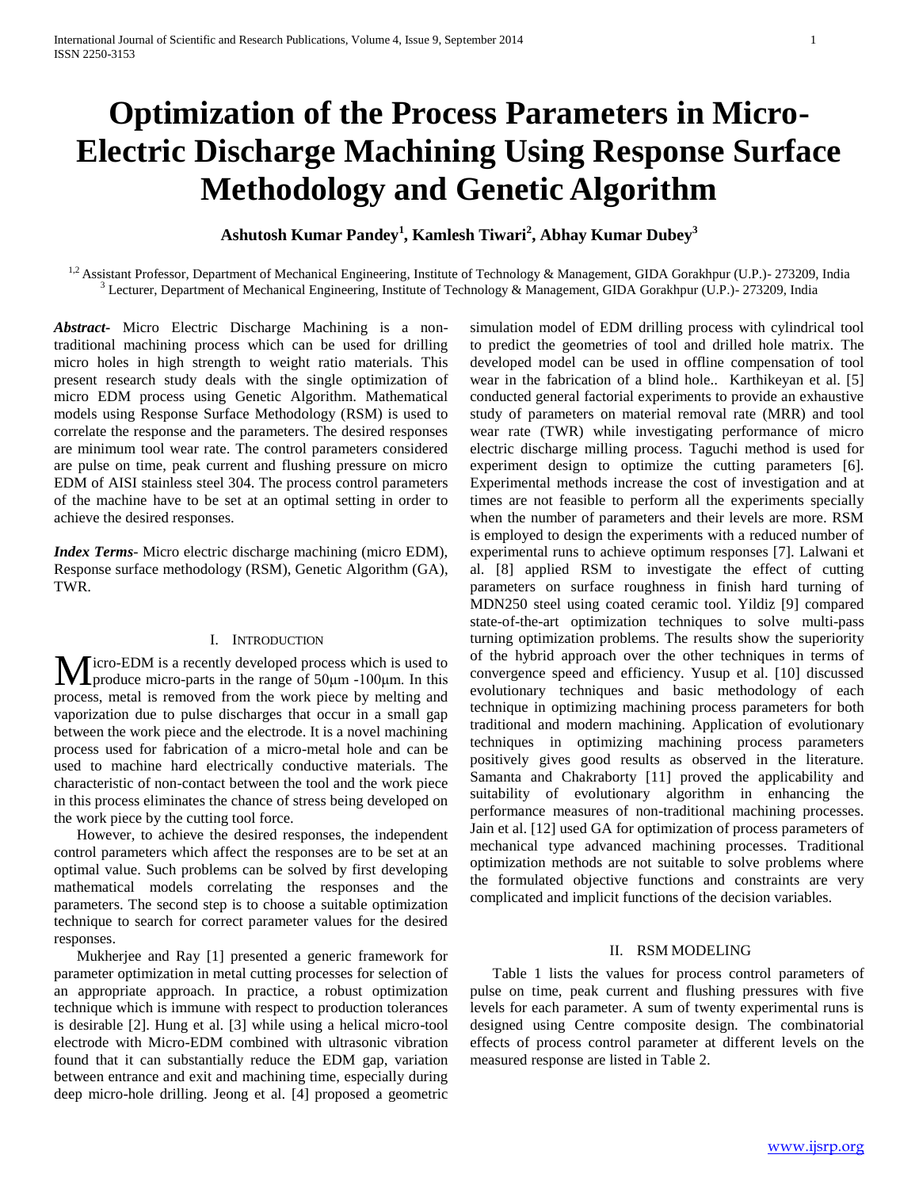# Optimization of the Process Parameters in Micro-Electric Discharge Machining Using Response Surface Methodology and Genetic Algorithm

**Ashutosh Kumar Pandey[1], Kamlesh Tiwari[2], Abhay Kumar Dubey[3]**

[1,2] Assistant Professor, Department of Mechanical Engineering, Institute of Technology & Management, GIDA Gorakhpur (U.P.)- 273209, India
[3] Lecturer, Department of Mechanical Engineering, Institute of Technology & Management, GIDA Gorakhpur (U.P.)- 273209, India

***Abstract***- Micro Electric Discharge Machining is a non-traditional machining process which can be used for drilling micro holes in high strength to weight ratio materials. This present research study deals with the single optimization of micro EDM process using Genetic Algorithm. Mathematical models using Response Surface Methodology (RSM) is used to correlate the response and the parameters. The desired responses are minimum tool wear rate. The control parameters considered are pulse on time, peak current and flushing pressure on micro EDM of AISI stainless steel 304. The process control parameters of the machine have to be set at an optimal setting in order to achieve the desired responses.

***Index Terms***- Micro electric discharge machining (micro EDM), Response surface methodology (RSM), Genetic Algorithm (GA), TWR.

## I. Introduction

Micro-EDM is a recently developed process which is used to produce micro-parts in the range of 50μm -100μm. In this process, metal is removed from the work piece by melting and vaporization due to pulse discharges that occur in a small gap between the work piece and the electrode. It is a novel machining process used for fabrication of a micro-metal hole and can be used to machine hard electrically conductive materials. The characteristic of non-contact between the tool and the work piece in this process eliminates the chance of stress being developed on the work piece by the cutting tool force.

However, to achieve the desired responses, the independent control parameters which affect the responses are to be set at an optimal value. Such problems can be solved by first developing mathematical models correlating the responses and the parameters. The second step is to choose a suitable optimization technique to search for correct parameter values for the desired responses.

Mukherjee and Ray [1] presented a generic framework for parameter optimization in metal cutting processes for selection of an appropriate approach. In practice, a robust optimization technique which is immune with respect to production tolerances is desirable [2]. Hung et al. [3] while using a helical micro-tool electrode with Micro-EDM combined with ultrasonic vibration found that it can substantially reduce the EDM gap, variation between entrance and exit and machining time, especially during deep micro-hole drilling. Jeong et al. [4] proposed a geometric simulation model of EDM drilling process with cylindrical tool to predict the geometries of tool and drilled hole matrix. The developed model can be used in offline compensation of tool wear in the fabrication of a blind hole.. Karthikeyan et al. [5] conducted general factorial experiments to provide an exhaustive study of parameters on material removal rate (MRR) and tool wear rate (TWR) while investigating performance of micro electric discharge milling process. Taguchi method is used for experiment design to optimize the cutting parameters [6]. Experimental methods increase the cost of investigation and at times are not feasible to perform all the experiments specially when the number of parameters and their levels are more. RSM is employed to design the experiments with a reduced number of experimental runs to achieve optimum responses [7]. Lalwani et al. [8] applied RSM to investigate the effect of cutting parameters on surface roughness in finish hard turning of MDN250 steel using coated ceramic tool. Yildiz [9] compared state-of-the-art optimization techniques to solve multi-pass turning optimization problems. The results show the superiority of the hybrid approach over the other techniques in terms of convergence speed and efficiency. Yusup et al. [10] discussed evolutionary techniques and basic methodology of each technique in optimizing machining process parameters for both traditional and modern machining. Application of evolutionary techniques in optimizing machining process parameters positively gives good results as observed in the literature. Samanta and Chakraborty [11] proved the applicability and suitability of evolutionary algorithm in enhancing the performance measures of non-traditional machining processes. Jain et al. [12] used GA for optimization of process parameters of mechanical type advanced machining processes. Traditional optimization methods are not suitable to solve problems where the formulated objective functions and constraints are very complicated and implicit functions of the decision variables.

## II. RSM Modeling

Table 1 lists the values for process control parameters of pulse on time, peak current and flushing pressures with five levels for each parameter. A sum of twenty experimental runs is designed using Centre composite design. The combinatorial effects of process control parameter at different levels on the measured response are listed in Table 2.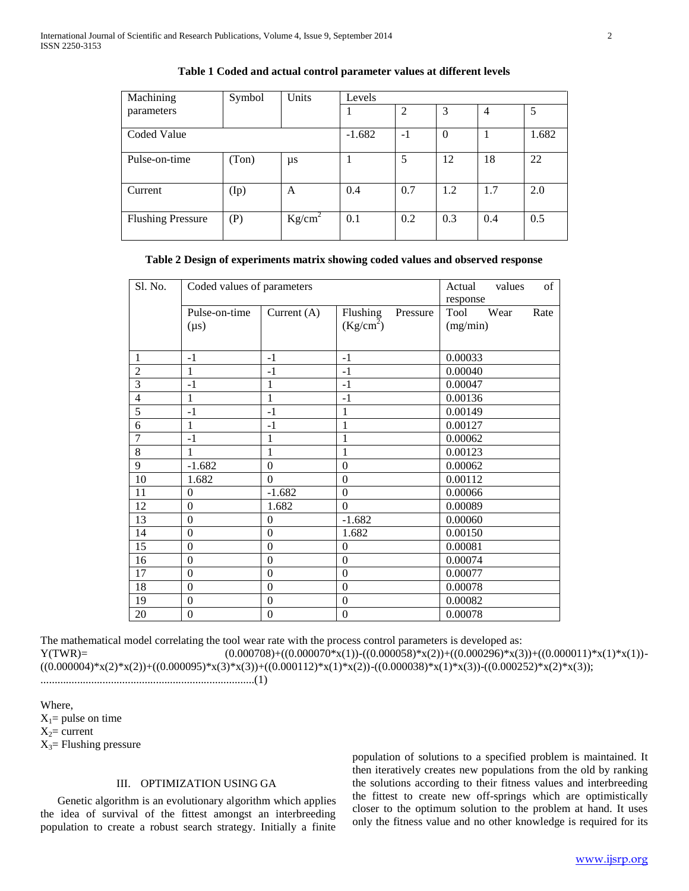**Table 1 Coded and actual control parameter values at different levels**

| Machining parameters | Symbol | Units | Levels | | | | |
|---|---|---|---|---|---|---|---|
| | | | 1 | 2 | 3 | 4 | 5 |
| Coded Value | | | -1.682 | -1 | 0 | 1 | 1.682 |
| Pulse-on-time | (Ton) | µs | 1 | 5 | 12 | 18 | 22 |
| Current | (Ip) | A | 0.4 | 0.7 | 1.2 | 1.7 | 2.0 |
| Flushing Pressure | (P) | $Kg/cm^2$ | 0.1 | 0.2 | 0.3 | 0.4 | 0.5 |

**Table 2 Design of experiments matrix showing coded values and observed response**

| Sl. No. | Coded values of parameters | | | Actual values of response |
|---|---|---|---|---|
| | Pulse-on-time (µs) | Current (A) | Flushing Pressure ($Kg/cm^2$) | Tool Wear Rate (mg/min) |
| 1 | -1 | -1 | -1 | 0.00033 |
| 2 | 1 | -1 | -1 | 0.00040 |
| 3 | -1 | 1 | -1 | 0.00047 |
| 4 | 1 | 1 | -1 | 0.00136 |
| 5 | -1 | -1 | 1 | 0.00149 |
| 6 | 1 | -1 | 1 | 0.00127 |
| 7 | -1 | 1 | 1 | 0.00062 |
| 8 | 1 | 1 | 1 | 0.00123 |
| 9 | -1.682 | 0 | 0 | 0.00062 |
| 10 | 1.682 | 0 | 0 | 0.00112 |
| 11 | 0 | -1.682 | 0 | 0.00066 |
| 12 | 0 | 1.682 | 0 | 0.00089 |
| 13 | 0 | 0 | -1.682 | 0.00060 |
| 14 | 0 | 0 | 1.682 | 0.00150 |
| 15 | 0 | 0 | 0 | 0.00081 |
| 16 | 0 | 0 | 0 | 0.00074 |
| 17 | 0 | 0 | 0 | 0.00077 |
| 18 | 0 | 0 | 0 | 0.00078 |
| 19 | 0 | 0 | 0 | 0.00082 |
| 20 | 0 | 0 | 0 | 0.00078 |

The mathematical model correlating the tool wear rate with the process control parameters is developed as:

Y(TWR)= (0.000708)+((0.000070*x(1))-((0.000058)*x(2))+((0.000296)*x(3))+((0.000011)*x(1)*x(1))-((0.000004)*x(2)*x(2))+((0.000095)*x(3)*x(3))+((0.000112)*x(1)*x(2))-((0.000038)*x(1)*x(3))-((0.000252)*x(2)*x(3)); ...........................................................................(1)

Where,
$X_1$= pulse on time
$X_2$= current
$X_3$= Flushing pressure

## III. OPTIMIZATION USING GA

Genetic algorithm is an evolutionary algorithm which applies the idea of survival of the fittest amongst an interbreeding population to create a robust search strategy. Initially a finite population of solutions to a specified problem is maintained. It then iteratively creates new populations from the old by ranking the solutions according to their fitness values and interbreeding the fittest to create new off-springs which are optimistically closer to the optimum solution to the problem at hand. It uses only the fitness value and no other knowledge is required for its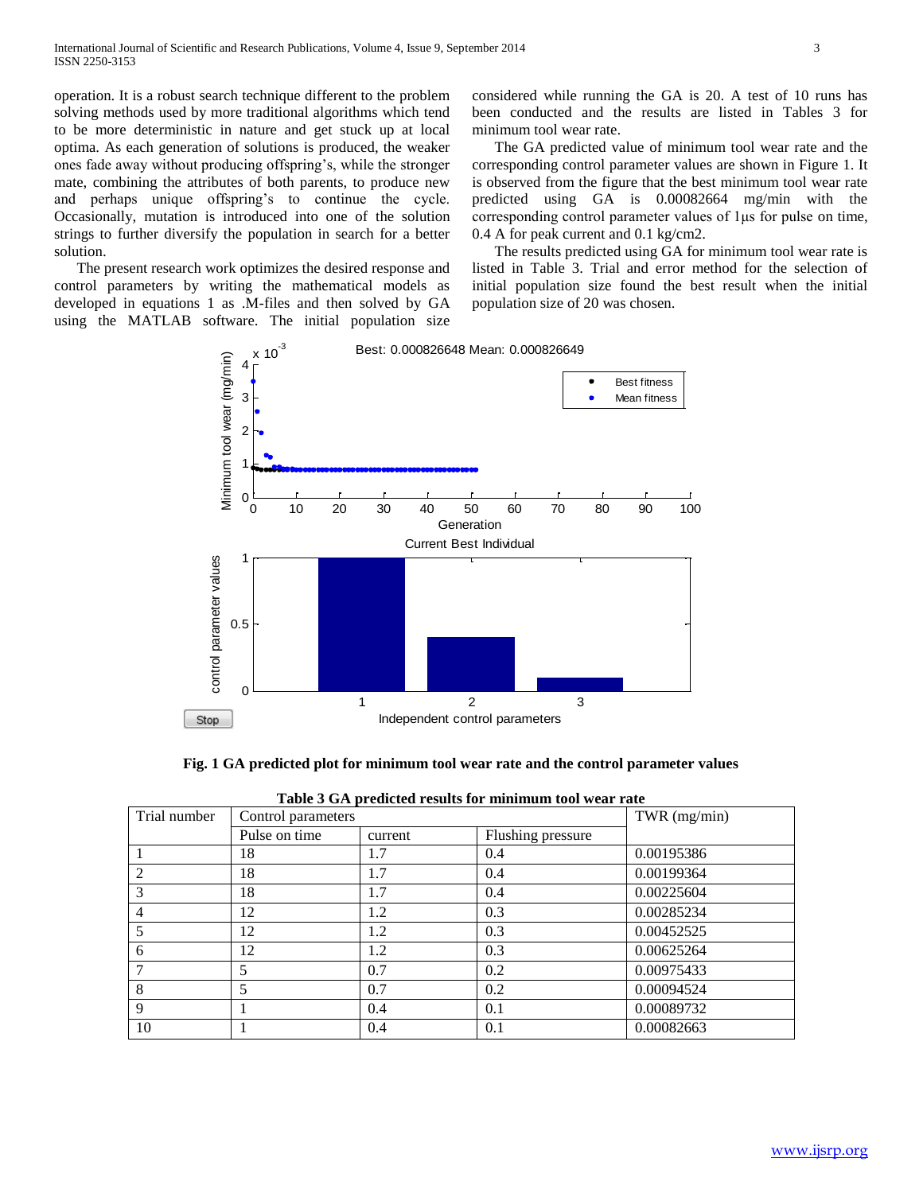operation. It is a robust search technique different to the problem solving methods used by more traditional algorithms which tend to be more deterministic in nature and get stuck up at local optima. As each generation of solutions is produced, the weaker ones fade away without producing offspring's, while the stronger mate, combining the attributes of both parents, to produce new and perhaps unique offspring's to continue the cycle. Occasionally, mutation is introduced into one of the solution strings to further diversify the population in search for a better solution.

The present research work optimizes the desired response and control parameters by writing the mathematical models as developed in equations 1 as .M-files and then solved by GA using the MATLAB software. The initial population size considered while running the GA is 20. A test of 10 runs has been conducted and the results are listed in Tables 3 for minimum tool wear rate.

The GA predicted value of minimum tool wear rate and the corresponding control parameter values are shown in Figure 1. It is observed from the figure that the best minimum tool wear rate predicted using GA is 0.00082664 mg/min with the corresponding control parameter values of 1µs for pulse on time, 0.4 A for peak current and 0.1 kg/cm2.

The results predicted using GA for minimum tool wear rate is listed in Table 3. Trial and error method for the selection of initial population size found the best result when the initial population size of 20 was chosen.

**Fig. 1 GA predicted plot for minimum tool wear rate and the control parameter values**

**Table 3 GA predicted results for minimum tool wear rate**

| Trial number | Control parameters | | | TWR (mg/min) |
|---|---|---|---|---|
| | Pulse on time | current | Flushing pressure | |
| 1 | 18 | 1.7 | 0.4 | 0.00195386 |
| 2 | 18 | 1.7 | 0.4 | 0.00199364 |
| 3 | 18 | 1.7 | 0.4 | 0.00225604 |
| 4 | 12 | 1.2 | 0.3 | 0.00285234 |
| 5 | 12 | 1.2 | 0.3 | 0.00452525 |
| 6 | 12 | 1.2 | 0.3 | 0.00625264 |
| 7 | 5 | 0.7 | 0.2 | 0.00975433 |
| 8 | 5 | 0.7 | 0.2 | 0.00094524 |
| 9 | 1 | 0.4 | 0.1 | 0.00089732 |
| 10 | 1 | 0.4 | 0.1 | 0.00082663 |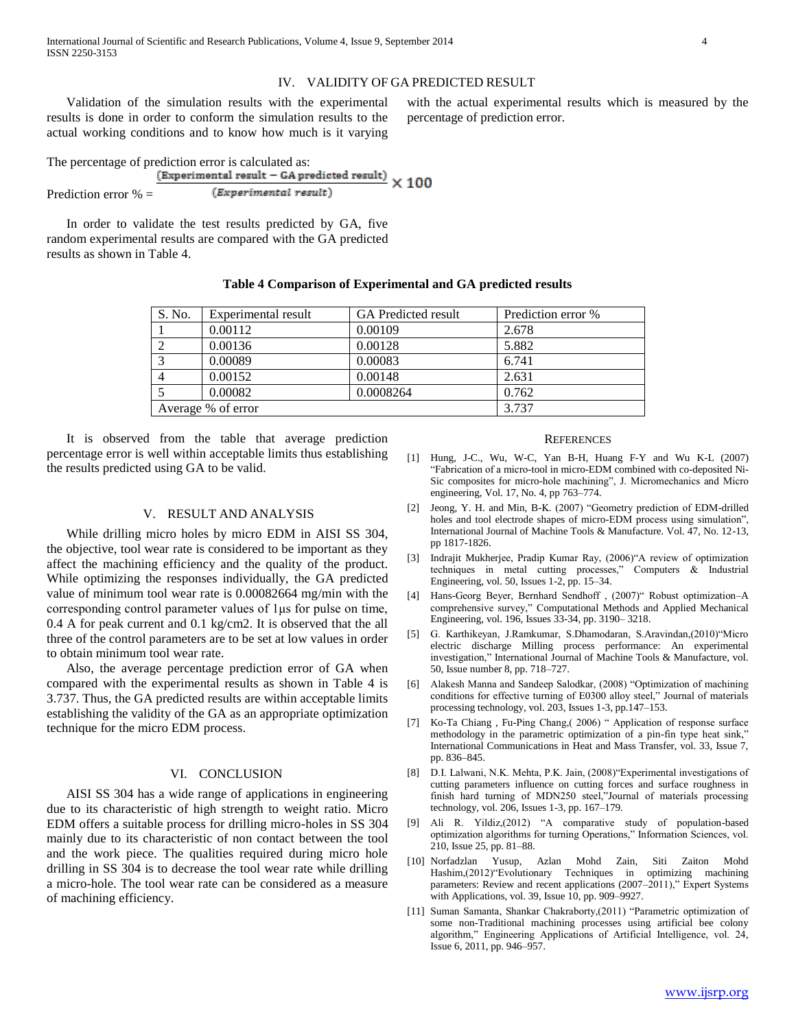## IV. VALIDITY OF GA PREDICTED RESULT

Validation of the simulation results with the experimental results is done in order to conform the simulation results to the actual working conditions and to know how much is it varying with the actual experimental results which is measured by the percentage of prediction error.

The percentage of prediction error is calculated as:

$$\text{Prediction error \%} = \frac{(\text{Experimental result} - \text{GA predicted result})}{(\text{Experimental result})} \times 100$$

In order to validate the test results predicted by GA, five random experimental results are compared with the GA predicted results as shown in Table 4.

**Table 4 Comparison of Experimental and GA predicted results**

| S. No. | Experimental result | GA Predicted result | Prediction error % |
|---|---|---|---|
| 1 | 0.00112 | 0.00109 | 2.678 |
| 2 | 0.00136 | 0.00128 | 5.882 |
| 3 | 0.00089 | 0.00083 | 6.741 |
| 4 | 0.00152 | 0.00148 | 2.631 |
| 5 | 0.00082 | 0.0008264 | 0.762 |
| Average % of error | | | 3.737 |

It is observed from the table that average prediction percentage error is well within acceptable limits thus establishing the results predicted using GA to be valid.

## V. RESULT AND ANALYSIS

While drilling micro holes by micro EDM in AISI SS 304, the objective, tool wear rate is considered to be important as they affect the machining efficiency and the quality of the product. While optimizing the responses individually, the GA predicted value of minimum tool wear rate is 0.00082664 mg/min with the corresponding control parameter values of 1µs for pulse on time, 0.4 A for peak current and 0.1 kg/cm2. It is observed that the all three of the control parameters are to be set at low values in order to obtain minimum tool wear rate.

Also, the average percentage prediction error of GA when compared with the experimental results as shown in Table 4 is 3.737. Thus, the GA predicted results are within acceptable limits establishing the validity of the GA as an appropriate optimization technique for the micro EDM process.

## VI. CONCLUSION

AISI SS 304 has a wide range of applications in engineering due to its characteristic of high strength to weight ratio. Micro EDM offers a suitable process for drilling micro-holes in SS 304 mainly due to its characteristic of non contact between the tool and the work piece. The qualities required during micro hole drilling in SS 304 is to decrease the tool wear rate while drilling a micro-hole. The tool wear rate can be considered as a measure of machining efficiency.

## REFERENCES

[1] Hung, J-C., Wu, W-C, Yan B-H, Huang F-Y and Wu K-L (2007) "Fabrication of a micro-tool in micro-EDM combined with co-deposited Ni-Sic composites for micro-hole machining", J. Micromechanics and Micro engineering, Vol. 17, No. 4, pp 763–774.

[2] Jeong, Y. H. and Min, B-K. (2007) "Geometry prediction of EDM-drilled holes and tool electrode shapes of micro-EDM process using simulation", International Journal of Machine Tools & Manufacture. Vol. 47, No. 12-13, pp 1817-1826.

[3] Indrajit Mukherjee, Pradip Kumar Ray, (2006)"A review of optimization techniques in metal cutting processes," Computers & Industrial Engineering, vol. 50, Issues 1-2, pp. 15–34.

[4] Hans-Georg Beyer, Bernhard Sendhoff , (2007)" Robust optimization–A comprehensive survey," Computational Methods and Applied Mechanical Engineering, vol. 196, Issues 33-34, pp. 3190– 3218.

[5] G. Karthikeyan, J.Ramkumar, S.Dhamodaran, S.Aravindan,(2010)"Micro electric discharge Milling process performance: An experimental investigation," International Journal of Machine Tools & Manufacture, vol. 50, Issue number 8, pp. 718–727.

[6] Alakesh Manna and Sandeep Salodkar, (2008) "Optimization of machining conditions for effective turning of E0300 alloy steel," Journal of materials processing technology, vol. 203, Issues 1-3, pp.147–153.

[7] Ko-Ta Chiang , Fu-Ping Chang,( 2006) " Application of response surface methodology in the parametric optimization of a pin-fin type heat sink," International Communications in Heat and Mass Transfer, vol. 33, Issue 7, pp. 836–845.

[8] D.I. Lalwani, N.K. Mehta, P.K. Jain, (2008)"Experimental investigations of cutting parameters influence on cutting forces and surface roughness in finish hard turning of MDN250 steel,"Journal of materials processing technology, vol. 206, Issues 1-3, pp. 167–179.

[9] Ali R. Yildiz,(2012) "A comparative study of population-based optimization algorithms for turning Operations," Information Sciences, vol. 210, Issue 25, pp. 81–88.

[10] Norfadzlan Yusup, Azlan Mohd Zain, Siti Zaiton Mohd Hashim,(2012)"Evolutionary Techniques in optimizing machining parameters: Review and recent applications (2007–2011)," Expert Systems with Applications, vol. 39, Issue 10, pp. 909–9927.

[11] Suman Samanta, Shankar Chakraborty,(2011) "Parametric optimization of some non-Traditional machining processes using artificial bee colony algorithm," Engineering Applications of Artificial Intelligence, vol. 24, Issue 6, 2011, pp. 946–957.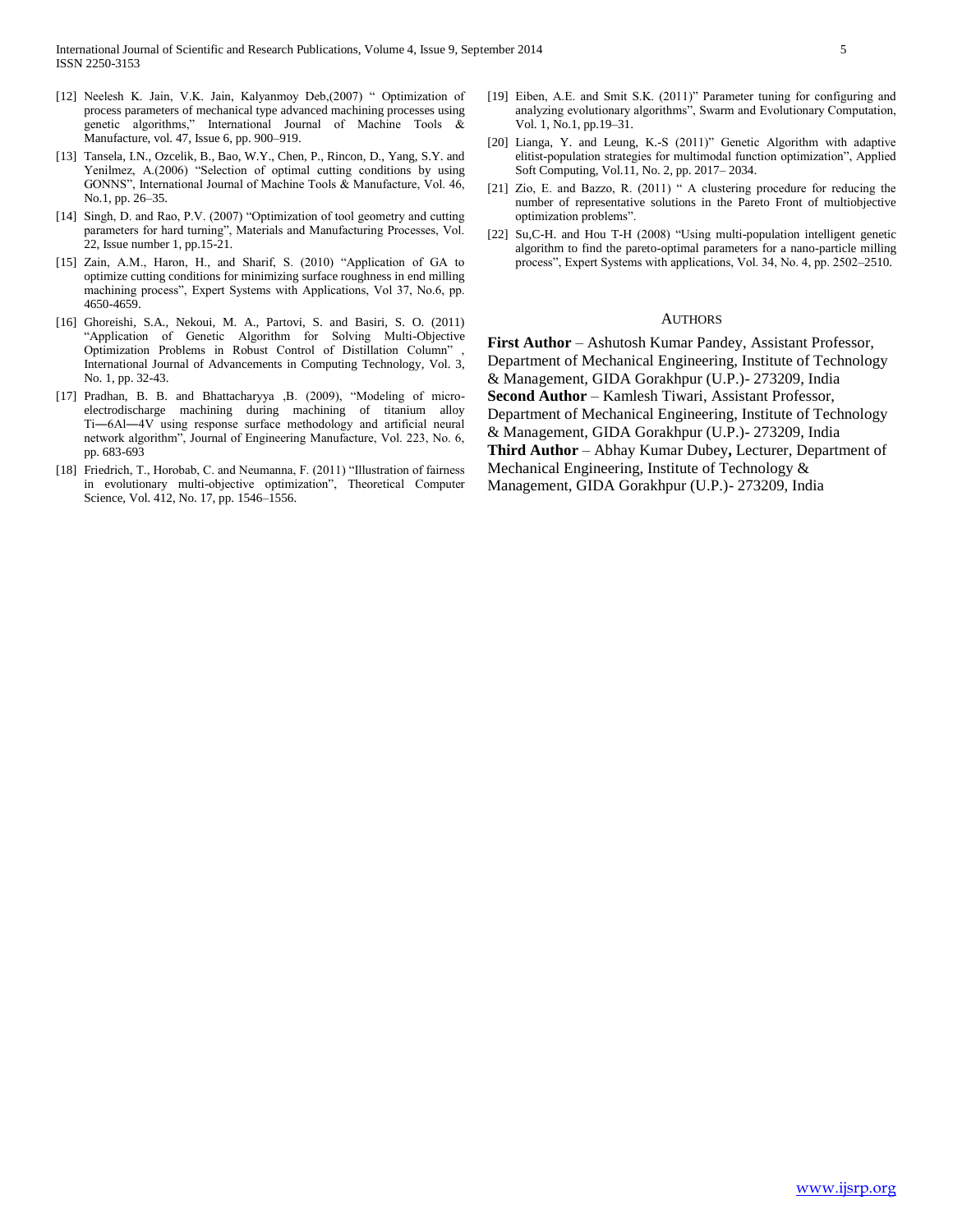[12] Neelesh K. Jain, V.K. Jain, Kalyanmoy Deb,(2007) " Optimization of process parameters of mechanical type advanced machining processes using genetic algorithms," International Journal of Machine Tools & Manufacture, vol. 47, Issue 6, pp. 900–919.

[13] Tansela, I.N., Ozcelik, B., Bao, W.Y., Chen, P., Rincon, D., Yang, S.Y. and Yenilmez, A.(2006) "Selection of optimal cutting conditions by using GONNS", International Journal of Machine Tools & Manufacture, Vol. 46, No.1, pp. 26–35.

[14] Singh, D. and Rao, P.V. (2007) "Optimization of tool geometry and cutting parameters for hard turning", Materials and Manufacturing Processes, Vol. 22, Issue number 1, pp.15-21.

[15] Zain, A.M., Haron, H., and Sharif, S. (2010) "Application of GA to optimize cutting conditions for minimizing surface roughness in end milling machining process", Expert Systems with Applications, Vol 37, No.6, pp. 4650-4659.

[16] Ghoreishi, S.A., Nekoui, M. A., Partovi, S. and Basiri, S. O. (2011) "Application of Genetic Algorithm for Solving Multi-Objective Optimization Problems in Robust Control of Distillation Column" , International Journal of Advancements in Computing Technology, Vol. 3, No. 1, pp. 32-43.

[17] Pradhan, B. B. and Bhattacharyya ,B. (2009), "Modeling of micro-electrodischarge machining during machining of titanium alloy Ti—6Al—4V using response surface methodology and artificial neural network algorithm", Journal of Engineering Manufacture, Vol. 223, No. 6, pp. 683-693

[18] Friedrich, T., Horobab, C. and Neumanna, F. (2011) "Illustration of fairness in evolutionary multi-objective optimization", Theoretical Computer Science, Vol. 412, No. 17, pp. 1546–1556.

[19] Eiben, A.E. and Smit S.K. (2011)" Parameter tuning for configuring and analyzing evolutionary algorithms", Swarm and Evolutionary Computation, Vol. 1, No.1, pp.19–31.

[20] Lianga, Y. and Leung, K.-S (2011)" Genetic Algorithm with adaptive elitist-population strategies for multimodal function optimization", Applied Soft Computing, Vol.11, No. 2, pp. 2017– 2034.

[21] Zio, E. and Bazzo, R. (2011) " A clustering procedure for reducing the number of representative solutions in the Pareto Front of multiobjective optimization problems".

[22] Su,C-H. and Hou T-H (2008) "Using multi-population intelligent genetic algorithm to find the pareto-optimal parameters for a nano-particle milling process", Expert Systems with applications, Vol. 34, No. 4, pp. 2502–2510.

## AUTHORS

**First Author** – Ashutosh Kumar Pandey, Assistant Professor, Department of Mechanical Engineering, Institute of Technology & Management, GIDA Gorakhpur (U.P.)- 273209, India

**Second Author** – Kamlesh Tiwari, Assistant Professor, Department of Mechanical Engineering, Institute of Technology & Management, GIDA Gorakhpur (U.P.)- 273209, India

**Third Author** – Abhay Kumar Dubey**,** Lecturer, Department of Mechanical Engineering, Institute of Technology & Management, GIDA Gorakhpur (U.P.)- 273209, India